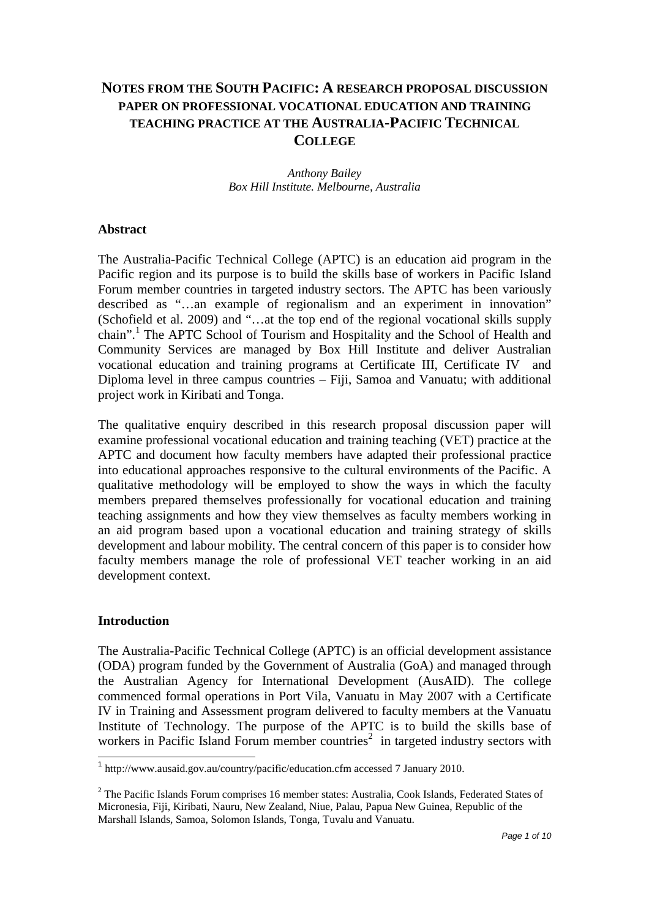# NOTES FROM THE SOUTH PACIFIC: A RESEARCH PROPOSAL DISCUSSION PAPER ON PROFESSIONAL VOCATIONAL EDUCATION AND TRAINING TEACHING PRACTICE AT THE AUSTRALIA-PACIFIC TECHNICAL COLLEGE

*Anthony Bailey*
*Box Hill Institute. Melbourne, Australia*

## Abstract

The Australia-Pacific Technical College (APTC) is an education aid program in the Pacific region and its purpose is to build the skills base of workers in Pacific Island Forum member countries in targeted industry sectors. The APTC has been variously described as "…an example of regionalism and an experiment in innovation" (Schofield et al. 2009) and "…at the top end of the regional vocational skills supply chain".[1] The APTC School of Tourism and Hospitality and the School of Health and Community Services are managed by Box Hill Institute and deliver Australian vocational education and training programs at Certificate III, Certificate IV and Diploma level in three campus countries – Fiji, Samoa and Vanuatu; with additional project work in Kiribati and Tonga.

The qualitative enquiry described in this research proposal discussion paper will examine professional vocational education and training teaching (VET) practice at the APTC and document how faculty members have adapted their professional practice into educational approaches responsive to the cultural environments of the Pacific. A qualitative methodology will be employed to show the ways in which the faculty members prepared themselves professionally for vocational education and training teaching assignments and how they view themselves as faculty members working in an aid program based upon a vocational education and training strategy of skills development and labour mobility. The central concern of this paper is to consider how faculty members manage the role of professional VET teacher working in an aid development context.

## Introduction

The Australia-Pacific Technical College (APTC) is an official development assistance (ODA) program funded by the Government of Australia (GoA) and managed through the Australian Agency for International Development (AusAID). The college commenced formal operations in Port Vila, Vanuatu in May 2007 with a Certificate IV in Training and Assessment program delivered to faculty members at the Vanuatu Institute of Technology. The purpose of the APTC is to build the skills base of workers in Pacific Island Forum member countries[2] in targeted industry sectors with

---

[1] http://www.ausaid.gov.au/country/pacific/education.cfm accessed 7 January 2010.

[2] The Pacific Islands Forum comprises 16 member states: Australia, Cook Islands, Federated States of Micronesia, Fiji, Kiribati, Nauru, New Zealand, Niue, Palau, Papua New Guinea, Republic of the Marshall Islands, Samoa, Solomon Islands, Tonga, Tuvalu and Vanuatu.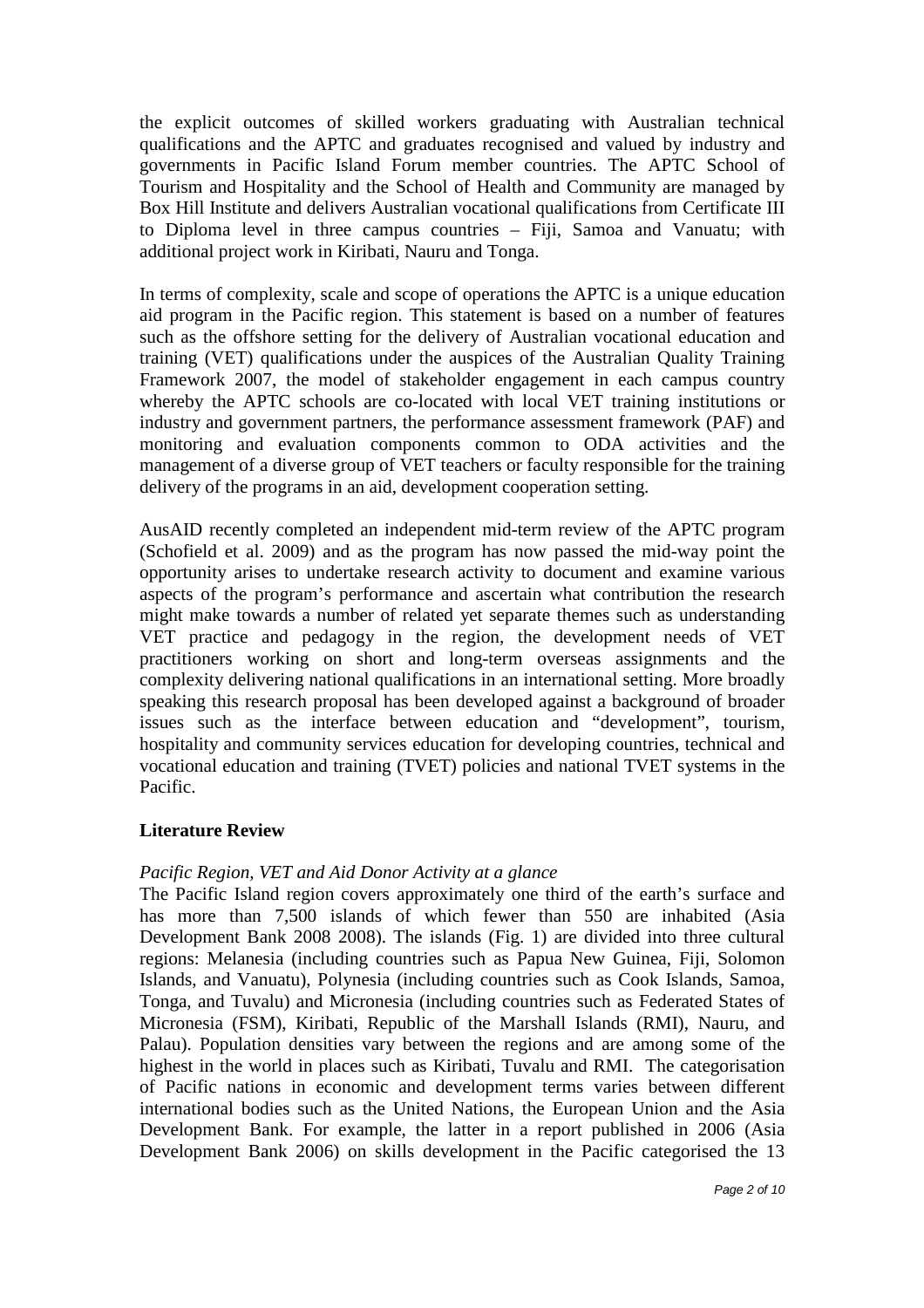the explicit outcomes of skilled workers graduating with Australian technical qualifications and the APTC and graduates recognised and valued by industry and governments in Pacific Island Forum member countries. The APTC School of Tourism and Hospitality and the School of Health and Community are managed by Box Hill Institute and delivers Australian vocational qualifications from Certificate III to Diploma level in three campus countries – Fiji, Samoa and Vanuatu; with additional project work in Kiribati, Nauru and Tonga.

In terms of complexity, scale and scope of operations the APTC is a unique education aid program in the Pacific region. This statement is based on a number of features such as the offshore setting for the delivery of Australian vocational education and training (VET) qualifications under the auspices of the Australian Quality Training Framework 2007, the model of stakeholder engagement in each campus country whereby the APTC schools are co-located with local VET training institutions or industry and government partners, the performance assessment framework (PAF) and monitoring and evaluation components common to ODA activities and the management of a diverse group of VET teachers or faculty responsible for the training delivery of the programs in an aid, development cooperation setting.

AusAID recently completed an independent mid-term review of the APTC program (Schofield et al. 2009) and as the program has now passed the mid-way point the opportunity arises to undertake research activity to document and examine various aspects of the program's performance and ascertain what contribution the research might make towards a number of related yet separate themes such as understanding VET practice and pedagogy in the region, the development needs of VET practitioners working on short and long-term overseas assignments and the complexity delivering national qualifications in an international setting. More broadly speaking this research proposal has been developed against a background of broader issues such as the interface between education and "development", tourism, hospitality and community services education for developing countries, technical and vocational education and training (TVET) policies and national TVET systems in the Pacific.

## Literature Review

*Pacific Region, VET and Aid Donor Activity at a glance*

The Pacific Island region covers approximately one third of the earth's surface and has more than 7,500 islands of which fewer than 550 are inhabited (Asia Development Bank 2008 2008). The islands (Fig. 1) are divided into three cultural regions: Melanesia (including countries such as Papua New Guinea, Fiji, Solomon Islands, and Vanuatu), Polynesia (including countries such as Cook Islands, Samoa, Tonga, and Tuvalu) and Micronesia (including countries such as Federated States of Micronesia (FSM), Kiribati, Republic of the Marshall Islands (RMI), Nauru, and Palau). Population densities vary between the regions and are among some of the highest in the world in places such as Kiribati, Tuvalu and RMI. The categorisation of Pacific nations in economic and development terms varies between different international bodies such as the United Nations, the European Union and the Asia Development Bank. For example, the latter in a report published in 2006 (Asia Development Bank 2006) on skills development in the Pacific categorised the 13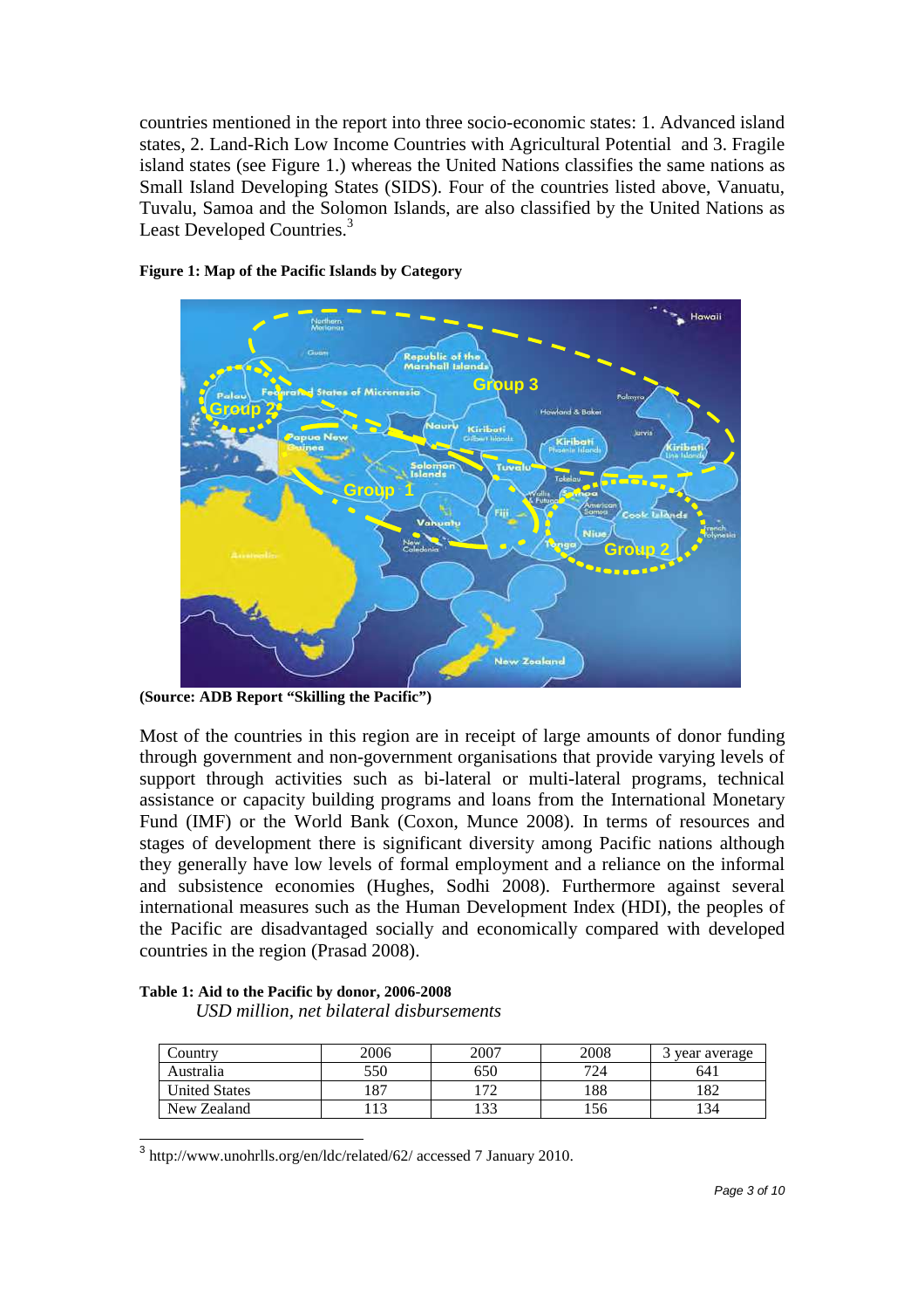countries mentioned in the report into three socio-economic states: 1. Advanced island states, 2. Land-Rich Low Income Countries with Agricultural Potential and 3. Fragile island states (see Figure 1.) whereas the United Nations classifies the same nations as Small Island Developing States (SIDS). Four of the countries listed above, Vanuatu, Tuvalu, Samoa and the Solomon Islands, are also classified by the United Nations as Least Developed Countries.[3]

**Figure 1: Map of the Pacific Islands by Category**

**(Source: ADB Report "Skilling the Pacific")**

Most of the countries in this region are in receipt of large amounts of donor funding through government and non-government organisations that provide varying levels of support through activities such as bi-lateral or multi-lateral programs, technical assistance or capacity building programs and loans from the International Monetary Fund (IMF) or the World Bank (Coxon, Munce 2008). In terms of resources and stages of development there is significant diversity among Pacific nations although they generally have low levels of formal employment and a reliance on the informal and subsistence economies (Hughes, Sodhi 2008). Furthermore against several international measures such as the Human Development Index (HDI), the peoples of the Pacific are disadvantaged socially and economically compared with developed countries in the region (Prasad 2008).

**Table 1: Aid to the Pacific by donor, 2006-2008**
*USD million, net bilateral disbursements*

| Country | 2006 | 2007 | 2008 | 3 year average |
|---|---|---|---|---|
| Australia | 550 | 650 | 724 | 641 |
| United States | 187 | 172 | 188 | 182 |
| New Zealand | 113 | 133 | 156 | 134 |

[3] http://www.unohrlls.org/en/ldc/related/62/ accessed 7 January 2010.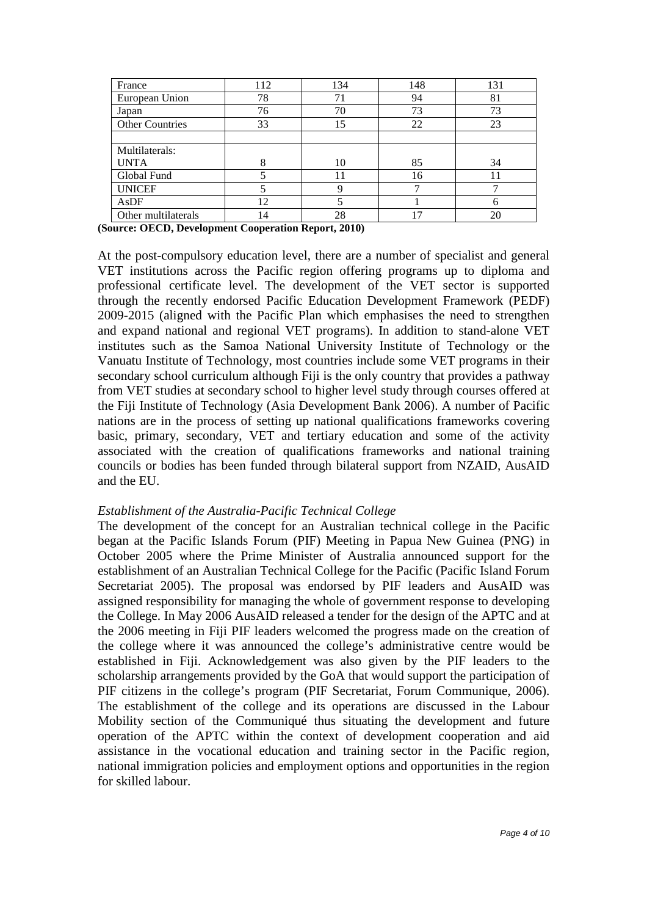| France | 112 | 134 | 148 | 131 |
|---|---|---|---|---|
| European Union | 78 | 71 | 94 | 81 |
| Japan | 76 | 70 | 73 | 73 |
| Other Countries | 33 | 15 | 22 | 23 |
| | | | | |
| Multilaterals: UNTA | 8 | 10 | 85 | 34 |
| Global Fund | 5 | 11 | 16 | 11 |
| UNICEF | 5 | 9 | 7 | 7 |
| AsDF | 12 | 5 | 1 | 6 |
| Other multilaterals | 14 | 28 | 17 | 20 |

**(Source: OECD, Development Cooperation Report, 2010)**

At the post-compulsory education level, there are a number of specialist and general VET institutions across the Pacific region offering programs up to diploma and professional certificate level. The development of the VET sector is supported through the recently endorsed Pacific Education Development Framework (PEDF) 2009-2015 (aligned with the Pacific Plan which emphasises the need to strengthen and expand national and regional VET programs). In addition to stand-alone VET institutes such as the Samoa National University Institute of Technology or the Vanuatu Institute of Technology, most countries include some VET programs in their secondary school curriculum although Fiji is the only country that provides a pathway from VET studies at secondary school to higher level study through courses offered at the Fiji Institute of Technology (Asia Development Bank 2006). A number of Pacific nations are in the process of setting up national qualifications frameworks covering basic, primary, secondary, VET and tertiary education and some of the activity associated with the creation of qualifications frameworks and national training councils or bodies has been funded through bilateral support from NZAID, AusAID and the EU.

*Establishment of the Australia-Pacific Technical College*

The development of the concept for an Australian technical college in the Pacific began at the Pacific Islands Forum (PIF) Meeting in Papua New Guinea (PNG) in October 2005 where the Prime Minister of Australia announced support for the establishment of an Australian Technical College for the Pacific (Pacific Island Forum Secretariat 2005). The proposal was endorsed by PIF leaders and AusAID was assigned responsibility for managing the whole of government response to developing the College. In May 2006 AusAID released a tender for the design of the APTC and at the 2006 meeting in Fiji PIF leaders welcomed the progress made on the creation of the college where it was announced the college's administrative centre would be established in Fiji. Acknowledgement was also given by the PIF leaders to the scholarship arrangements provided by the GoA that would support the participation of PIF citizens in the college's program (PIF Secretariat, Forum Communique, 2006). The establishment of the college and its operations are discussed in the Labour Mobility section of the Communiqué thus situating the development and future operation of the APTC within the context of development cooperation and aid assistance in the vocational education and training sector in the Pacific region, national immigration policies and employment options and opportunities in the region for skilled labour.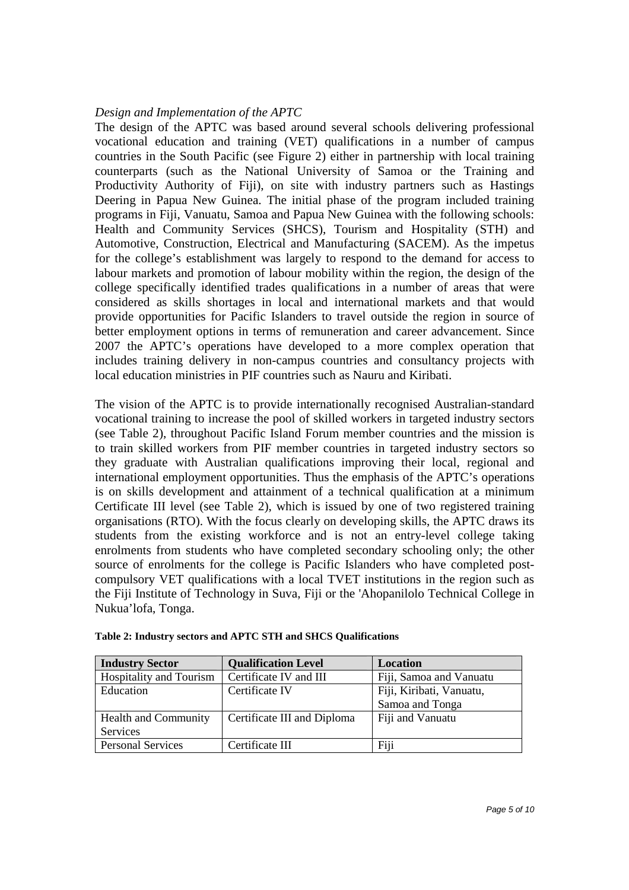*Design and Implementation of the APTC*

The design of the APTC was based around several schools delivering professional vocational education and training (VET) qualifications in a number of campus countries in the South Pacific (see Figure 2) either in partnership with local training counterparts (such as the National University of Samoa or the Training and Productivity Authority of Fiji), on site with industry partners such as Hastings Deering in Papua New Guinea. The initial phase of the program included training programs in Fiji, Vanuatu, Samoa and Papua New Guinea with the following schools: Health and Community Services (SHCS), Tourism and Hospitality (STH) and Automotive, Construction, Electrical and Manufacturing (SACEM). As the impetus for the college's establishment was largely to respond to the demand for access to labour markets and promotion of labour mobility within the region, the design of the college specifically identified trades qualifications in a number of areas that were considered as skills shortages in local and international markets and that would provide opportunities for Pacific Islanders to travel outside the region in source of better employment options in terms of remuneration and career advancement. Since 2007 the APTC's operations have developed to a more complex operation that includes training delivery in non-campus countries and consultancy projects with local education ministries in PIF countries such as Nauru and Kiribati.

The vision of the APTC is to provide internationally recognised Australian-standard vocational training to increase the pool of skilled workers in targeted industry sectors (see Table 2), throughout Pacific Island Forum member countries and the mission is to train skilled workers from PIF member countries in targeted industry sectors so they graduate with Australian qualifications improving their local, regional and international employment opportunities. Thus the emphasis of the APTC's operations is on skills development and attainment of a technical qualification at a minimum Certificate III level (see Table 2), which is issued by one of two registered training organisations (RTO). With the focus clearly on developing skills, the APTC draws its students from the existing workforce and is not an entry-level college taking enrolments from students who have completed secondary schooling only; the other source of enrolments for the college is Pacific Islanders who have completed post-compulsory VET qualifications with a local TVET institutions in the region such as the Fiji Institute of Technology in Suva, Fiji or the 'Ahopanilolo Technical College in Nuku'alofa, Tonga.

**Table 2: Industry sectors and APTC STH and SHCS Qualifications**

| Industry Sector | Qualification Level | Location |
|---|---|---|
| Hospitality and Tourism | Certificate IV and III | Fiji, Samoa and Vanuatu |
| Education | Certificate IV | Fiji, Kiribati, Vanuatu, Samoa and Tonga |
| Health and Community Services | Certificate III and Diploma | Fiji and Vanuatu |
| Personal Services | Certificate III | Fiji |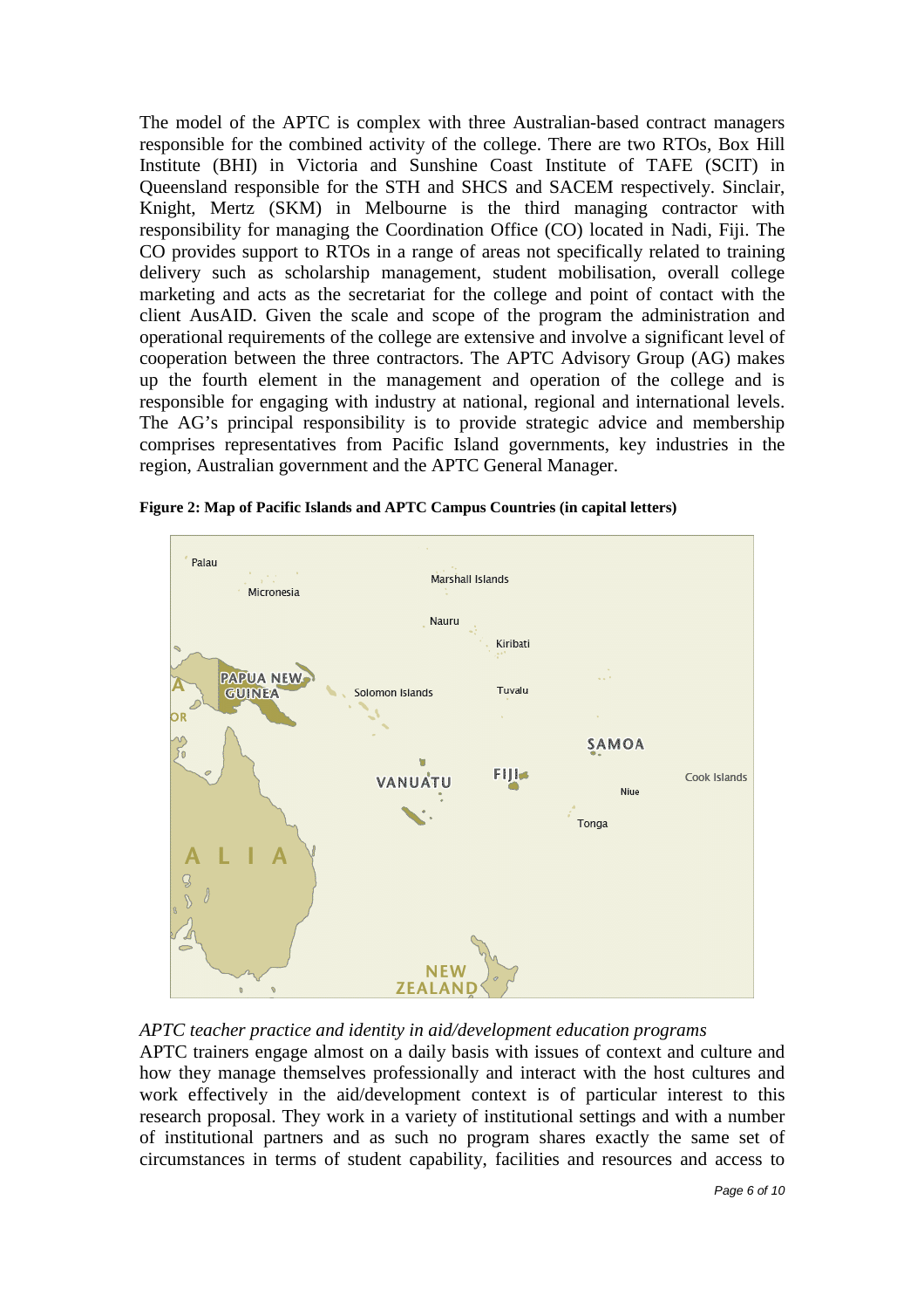The model of the APTC is complex with three Australian-based contract managers responsible for the combined activity of the college. There are two RTOs, Box Hill Institute (BHI) in Victoria and Sunshine Coast Institute of TAFE (SCIT) in Queensland responsible for the STH and SHCS and SACEM respectively. Sinclair, Knight, Mertz (SKM) in Melbourne is the third managing contractor with responsibility for managing the Coordination Office (CO) located in Nadi, Fiji. The CO provides support to RTOs in a range of areas not specifically related to training delivery such as scholarship management, student mobilisation, overall college marketing and acts as the secretariat for the college and point of contact with the client AusAID. Given the scale and scope of the program the administration and operational requirements of the college are extensive and involve a significant level of cooperation between the three contractors. The APTC Advisory Group (AG) makes up the fourth element in the management and operation of the college and is responsible for engaging with industry at national, regional and international levels. The AG's principal responsibility is to provide strategic advice and membership comprises representatives from Pacific Island governments, key industries in the region, Australian government and the APTC General Manager.

**Figure 2: Map of Pacific Islands and APTC Campus Countries (in capital letters)**

*APTC teacher practice and identity in aid/development education programs*

APTC trainers engage almost on a daily basis with issues of context and culture and how they manage themselves professionally and interact with the host cultures and work effectively in the aid/development context is of particular interest to this research proposal. They work in a variety of institutional settings and with a number of institutional partners and as such no program shares exactly the same set of circumstances in terms of student capability, facilities and resources and access to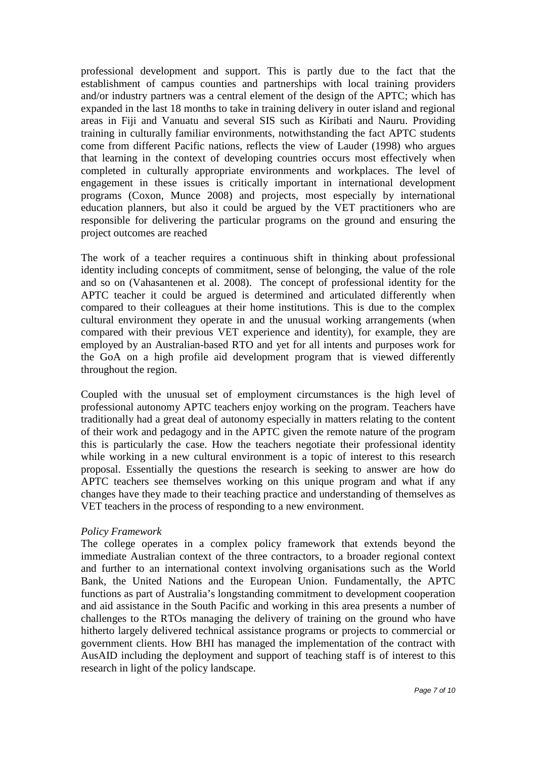professional development and support. This is partly due to the fact that the establishment of campus counties and partnerships with local training providers and/or industry partners was a central element of the design of the APTC; which has expanded in the last 18 months to take in training delivery in outer island and regional areas in Fiji and Vanuatu and several SIS such as Kiribati and Nauru. Providing training in culturally familiar environments, notwithstanding the fact APTC students come from different Pacific nations, reflects the view of Lauder (1998) who argues that learning in the context of developing countries occurs most effectively when completed in culturally appropriate environments and workplaces. The level of engagement in these issues is critically important in international development programs (Coxon, Munce 2008) and projects, most especially by international education planners, but also it could be argued by the VET practitioners who are responsible for delivering the particular programs on the ground and ensuring the project outcomes are reached

The work of a teacher requires a continuous shift in thinking about professional identity including concepts of commitment, sense of belonging, the value of the role and so on (Vahasantenen et al. 2008). The concept of professional identity for the APTC teacher it could be argued is determined and articulated differently when compared to their colleagues at their home institutions. This is due to the complex cultural environment they operate in and the unusual working arrangements (when compared with their previous VET experience and identity), for example, they are employed by an Australian-based RTO and yet for all intents and purposes work for the GoA on a high profile aid development program that is viewed differently throughout the region.

Coupled with the unusual set of employment circumstances is the high level of professional autonomy APTC teachers enjoy working on the program. Teachers have traditionally had a great deal of autonomy especially in matters relating to the content of their work and pedagogy and in the APTC given the remote nature of the program this is particularly the case. How the teachers negotiate their professional identity while working in a new cultural environment is a topic of interest to this research proposal. Essentially the questions the research is seeking to answer are how do APTC teachers see themselves working on this unique program and what if any changes have they made to their teaching practice and understanding of themselves as VET teachers in the process of responding to a new environment.

*Policy Framework*

The college operates in a complex policy framework that extends beyond the immediate Australian context of the three contractors, to a broader regional context and further to an international context involving organisations such as the World Bank, the United Nations and the European Union. Fundamentally, the APTC functions as part of Australia's longstanding commitment to development cooperation and aid assistance in the South Pacific and working in this area presents a number of challenges to the RTOs managing the delivery of training on the ground who have hitherto largely delivered technical assistance programs or projects to commercial or government clients. How BHI has managed the implementation of the contract with AusAID including the deployment and support of teaching staff is of interest to this research in light of the policy landscape.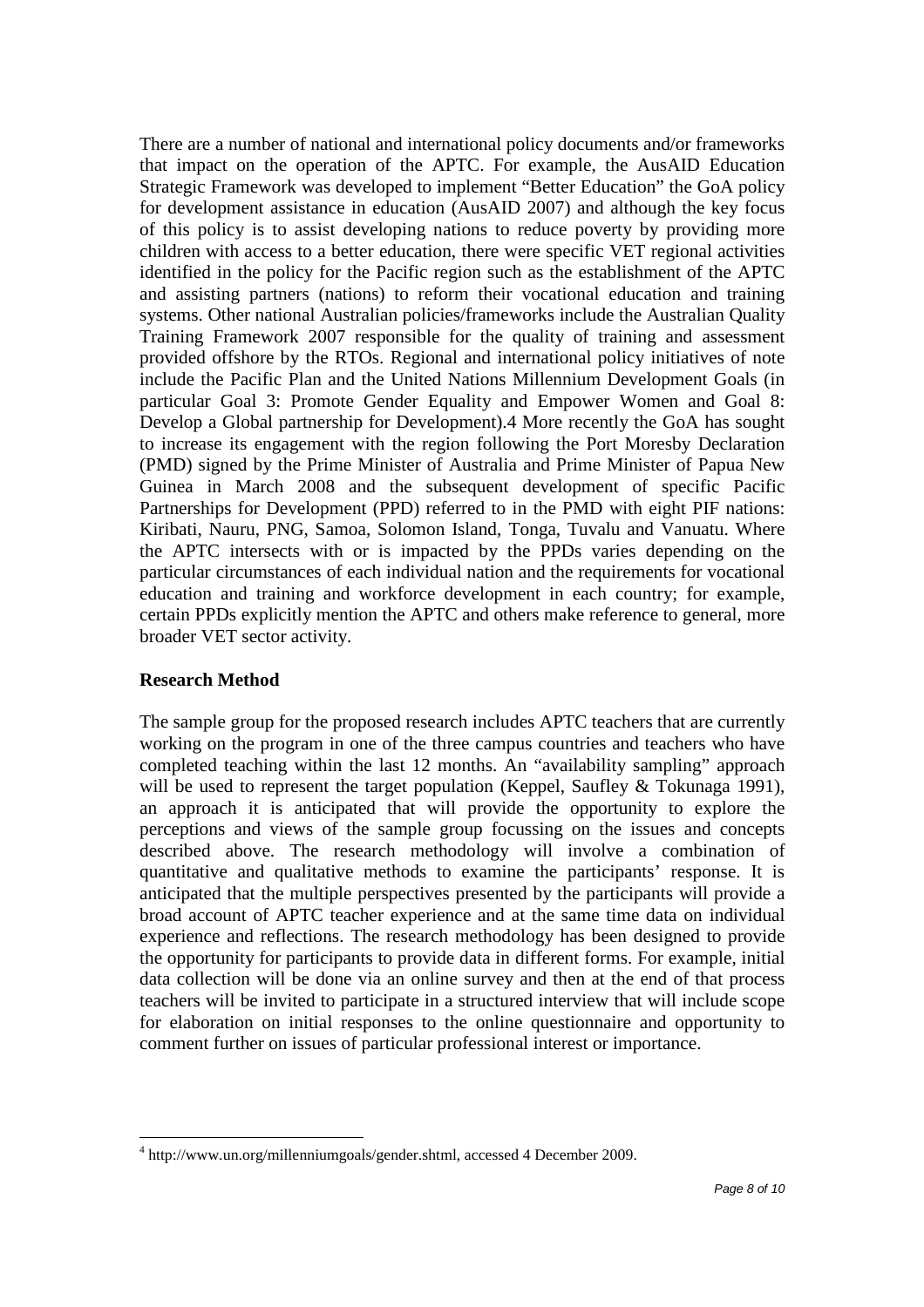There are a number of national and international policy documents and/or frameworks that impact on the operation of the APTC. For example, the AusAID Education Strategic Framework was developed to implement "Better Education" the GoA policy for development assistance in education (AusAID 2007) and although the key focus of this policy is to assist developing nations to reduce poverty by providing more children with access to a better education, there were specific VET regional activities identified in the policy for the Pacific region such as the establishment of the APTC and assisting partners (nations) to reform their vocational education and training systems. Other national Australian policies/frameworks include the Australian Quality Training Framework 2007 responsible for the quality of training and assessment provided offshore by the RTOs. Regional and international policy initiatives of note include the Pacific Plan and the United Nations Millennium Development Goals (in particular Goal 3: Promote Gender Equality and Empower Women and Goal 8: Develop a Global partnership for Development).[4] More recently the GoA has sought to increase its engagement with the region following the Port Moresby Declaration (PMD) signed by the Prime Minister of Australia and Prime Minister of Papua New Guinea in March 2008 and the subsequent development of specific Pacific Partnerships for Development (PPD) referred to in the PMD with eight PIF nations: Kiribati, Nauru, PNG, Samoa, Solomon Island, Tonga, Tuvalu and Vanuatu. Where the APTC intersects with or is impacted by the PPDs varies depending on the particular circumstances of each individual nation and the requirements for vocational education and training and workforce development in each country; for example, certain PPDs explicitly mention the APTC and others make reference to general, more broader VET sector activity.

**Research Method**

The sample group for the proposed research includes APTC teachers that are currently working on the program in one of the three campus countries and teachers who have completed teaching within the last 12 months. An "availability sampling" approach will be used to represent the target population (Keppel, Saufley & Tokunaga 1991), an approach it is anticipated that will provide the opportunity to explore the perceptions and views of the sample group focussing on the issues and concepts described above. The research methodology will involve a combination of quantitative and qualitative methods to examine the participants' response. It is anticipated that the multiple perspectives presented by the participants will provide a broad account of APTC teacher experience and at the same time data on individual experience and reflections. The research methodology has been designed to provide the opportunity for participants to provide data in different forms. For example, initial data collection will be done via an online survey and then at the end of that process teachers will be invited to participate in a structured interview that will include scope for elaboration on initial responses to the online questionnaire and opportunity to comment further on issues of particular professional interest or importance.

[4] http://www.un.org/millenniumgoals/gender.shtml, accessed 4 December 2009.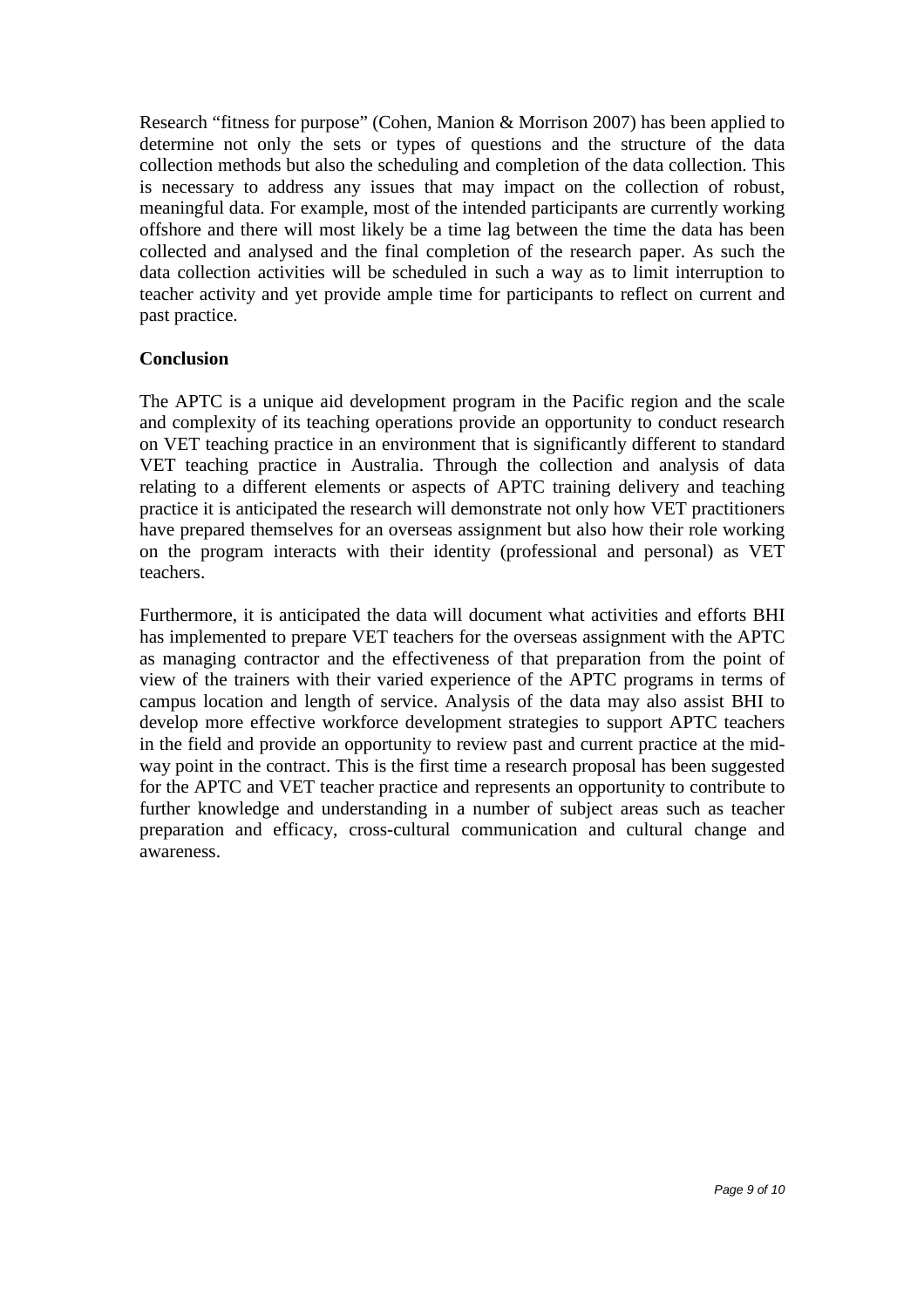Research "fitness for purpose" (Cohen, Manion & Morrison 2007) has been applied to determine not only the sets or types of questions and the structure of the data collection methods but also the scheduling and completion of the data collection. This is necessary to address any issues that may impact on the collection of robust, meaningful data. For example, most of the intended participants are currently working offshore and there will most likely be a time lag between the time the data has been collected and analysed and the final completion of the research paper. As such the data collection activities will be scheduled in such a way as to limit interruption to teacher activity and yet provide ample time for participants to reflect on current and past practice.

## Conclusion

The APTC is a unique aid development program in the Pacific region and the scale and complexity of its teaching operations provide an opportunity to conduct research on VET teaching practice in an environment that is significantly different to standard VET teaching practice in Australia. Through the collection and analysis of data relating to a different elements or aspects of APTC training delivery and teaching practice it is anticipated the research will demonstrate not only how VET practitioners have prepared themselves for an overseas assignment but also how their role working on the program interacts with their identity (professional and personal) as VET teachers.

Furthermore, it is anticipated the data will document what activities and efforts BHI has implemented to prepare VET teachers for the overseas assignment with the APTC as managing contractor and the effectiveness of that preparation from the point of view of the trainers with their varied experience of the APTC programs in terms of campus location and length of service. Analysis of the data may also assist BHI to develop more effective workforce development strategies to support APTC teachers in the field and provide an opportunity to review past and current practice at the mid-way point in the contract. This is the first time a research proposal has been suggested for the APTC and VET teacher practice and represents an opportunity to contribute to further knowledge and understanding in a number of subject areas such as teacher preparation and efficacy, cross-cultural communication and cultural change and awareness.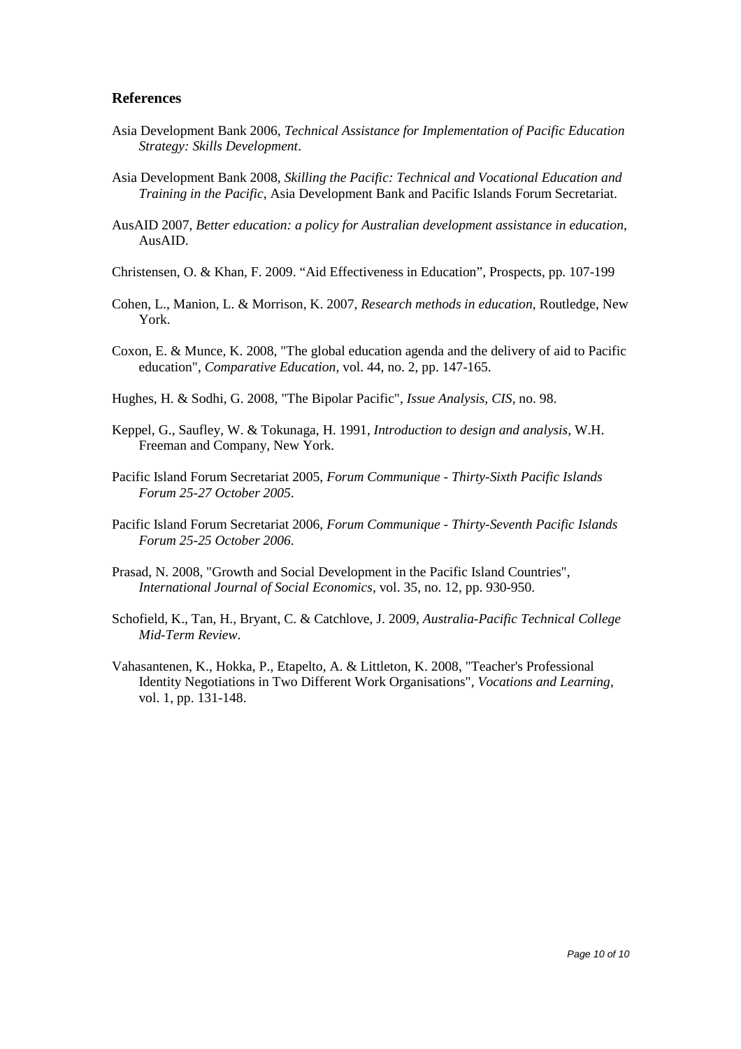## References

Asia Development Bank 2006, *Technical Assistance for Implementation of Pacific Education Strategy: Skills Development*.

Asia Development Bank 2008, *Skilling the Pacific: Technical and Vocational Education and Training in the Pacific*, Asia Development Bank and Pacific Islands Forum Secretariat.

AusAID 2007, *Better education: a policy for Australian development assistance in education*, AusAID.

Christensen, O. & Khan, F. 2009. "Aid Effectiveness in Education", Prospects, pp. 107-199

Cohen, L., Manion, L. & Morrison, K. 2007, *Research methods in education*, Routledge, New York.

Coxon, E. & Munce, K. 2008, "The global education agenda and the delivery of aid to Pacific education", *Comparative Education*, vol. 44, no. 2, pp. 147-165.

Hughes, H. & Sodhi, G. 2008, "The Bipolar Pacific", *Issue Analysis, CIS*, no. 98.

Keppel, G., Saufley, W. & Tokunaga, H. 1991, *Introduction to design and analysis*, W.H. Freeman and Company, New York.

Pacific Island Forum Secretariat 2005, *Forum Communique - Thirty-Sixth Pacific Islands Forum 25-27 October 2005*.

Pacific Island Forum Secretariat 2006, *Forum Communique - Thirty-Seventh Pacific Islands Forum 25-25 October 2006*.

Prasad, N. 2008, "Growth and Social Development in the Pacific Island Countries", *International Journal of Social Economics*, vol. 35, no. 12, pp. 930-950.

Schofield, K., Tan, H., Bryant, C. & Catchlove, J. 2009, *Australia-Pacific Technical College Mid-Term Review*.

Vahasantenen, K., Hokka, P., Etapelto, A. & Littleton, K. 2008, "Teacher's Professional Identity Negotiations in Two Different Work Organisations", *Vocations and Learning*, vol. 1, pp. 131-148.